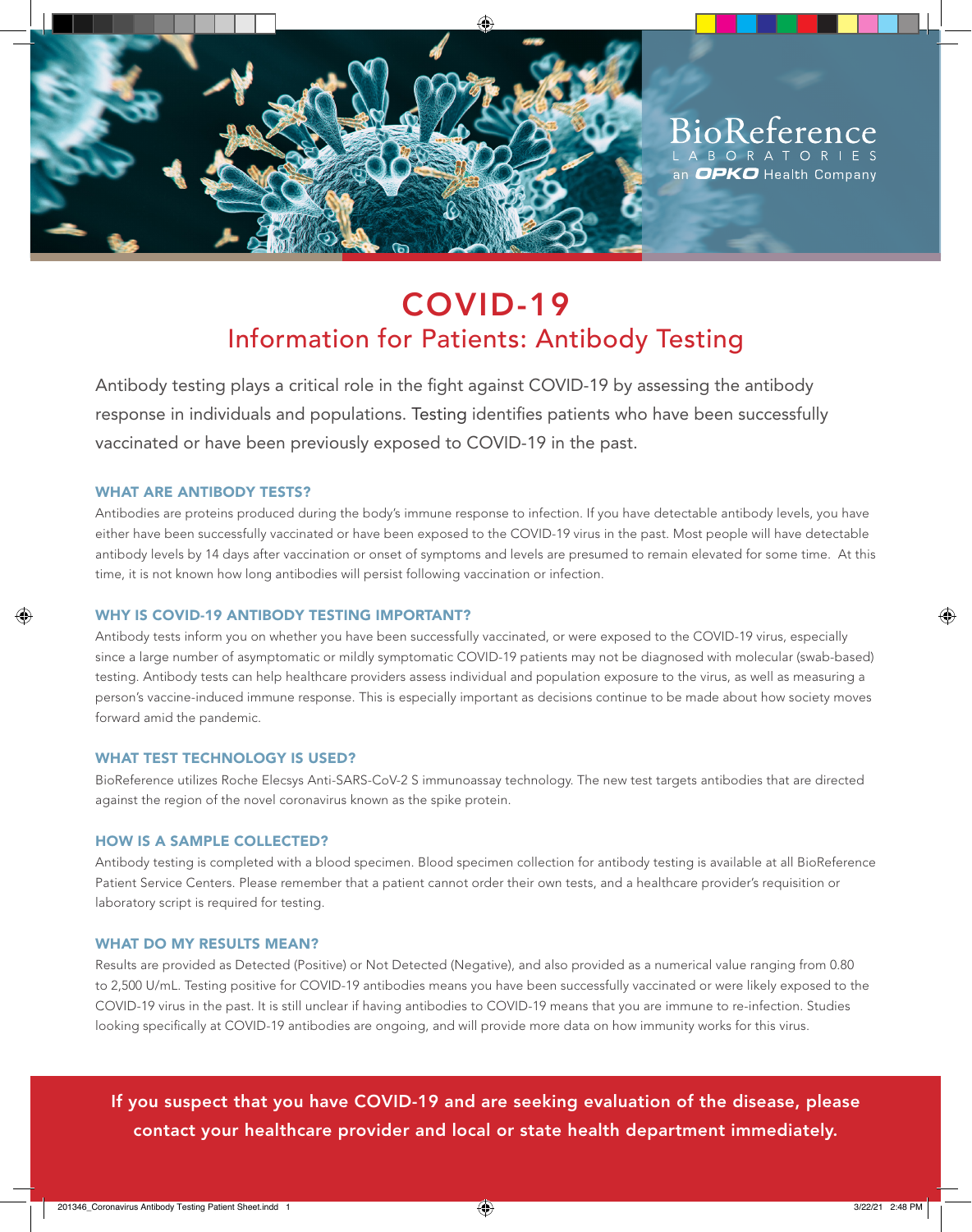BioReference
LABORATORIES
an OPKO Health Company

# COVID-19

## Information for Patients: Antibody Testing

Antibody testing plays a critical role in the fight against COVID-19 by assessing the antibody response in individuals and populations. Testing identifies patients who have been successfully vaccinated or have been previously exposed to COVID-19 in the past.

### WHAT ARE ANTIBODY TESTS?

Antibodies are proteins produced during the body's immune response to infection. If you have detectable antibody levels, you have either have been successfully vaccinated or have been exposed to the COVID-19 virus in the past. Most people will have detectable antibody levels by 14 days after vaccination or onset of symptoms and levels are presumed to remain elevated for some time. At this time, it is not known how long antibodies will persist following vaccination or infection.

### WHY IS COVID-19 ANTIBODY TESTING IMPORTANT?

Antibody tests inform you on whether you have been successfully vaccinated, or were exposed to the COVID-19 virus, especially since a large number of asymptomatic or mildly symptomatic COVID-19 patients may not be diagnosed with molecular (swab-based) testing. Antibody tests can help healthcare providers assess individual and population exposure to the virus, as well as measuring a person's vaccine-induced immune response. This is especially important as decisions continue to be made about how society moves forward amid the pandemic.

### WHAT TEST TECHNOLOGY IS USED?

BioReference utilizes Roche Elecsys Anti-SARS-CoV-2 S immunoassay technology. The new test targets antibodies that are directed against the region of the novel coronavirus known as the spike protein.

### HOW IS A SAMPLE COLLECTED?

Antibody testing is completed with a blood specimen. Blood specimen collection for antibody testing is available at all BioReference Patient Service Centers. Please remember that a patient cannot order their own tests, and a healthcare provider's requisition or laboratory script is required for testing.

### WHAT DO MY RESULTS MEAN?

Results are provided as Detected (Positive) or Not Detected (Negative), and also provided as a numerical value ranging from 0.80 to 2,500 U/mL. Testing positive for COVID-19 antibodies means you have been successfully vaccinated or were likely exposed to the COVID-19 virus in the past. It is still unclear if having antibodies to COVID-19 means that you are immune to re-infection. Studies looking specifically at COVID-19 antibodies are ongoing, and will provide more data on how immunity works for this virus.

**If you suspect that you have COVID-19 and are seeking evaluation of the disease, please contact your healthcare provider and local or state health department immediately.**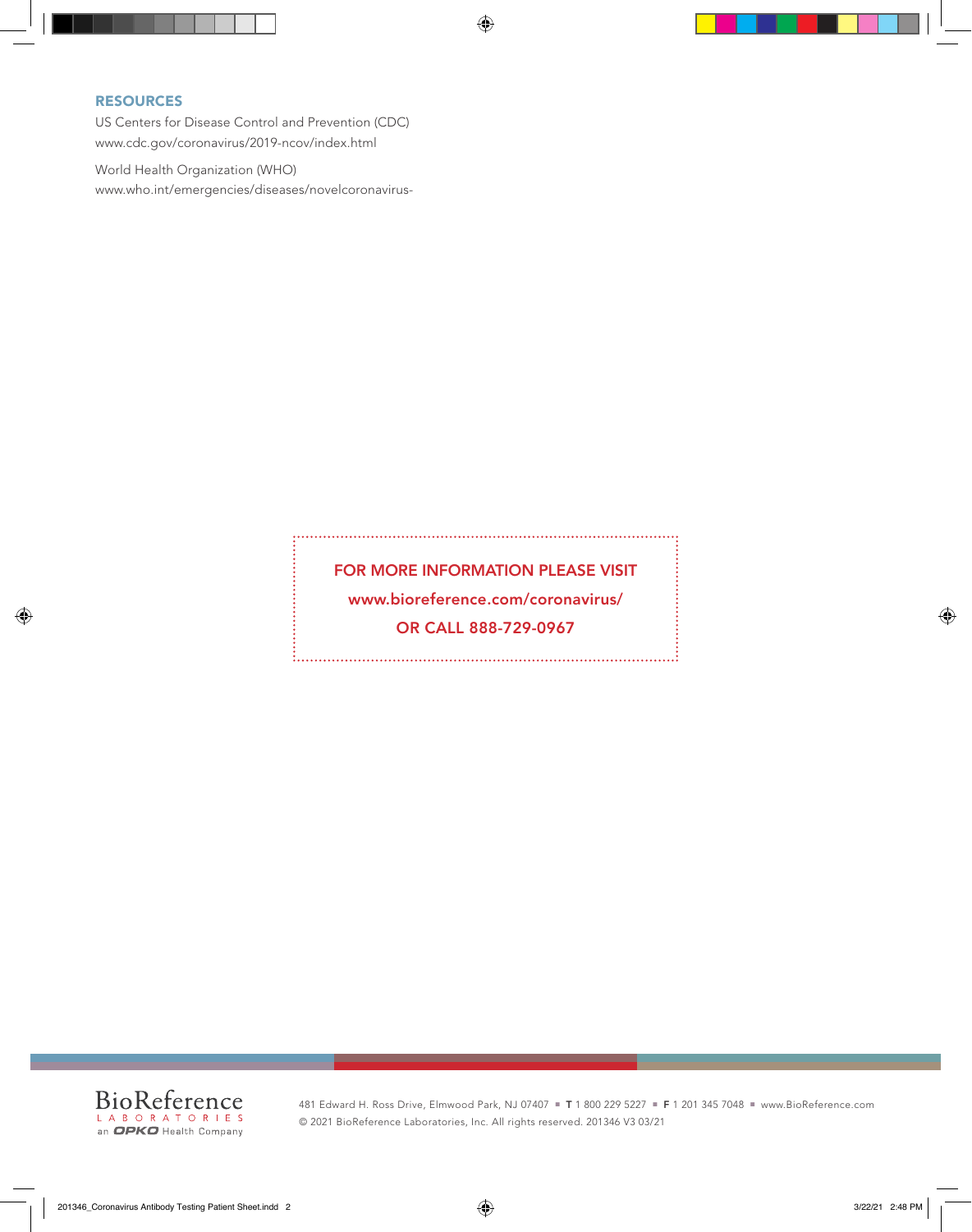## RESOURCES

US Centers for Disease Control and Prevention (CDC)
www.cdc.gov/coronavirus/2019-ncov/index.html

World Health Organization (WHO)
www.who.int/emergencies/diseases/novelcoronavirus-

**FOR MORE INFORMATION PLEASE VISIT**
**www.bioreference.com/coronavirus/**
**OR CALL 888-729-0967**

BioReference LABORATORIES an OPKO Health Company

481 Edward H. Ross Drive, Elmwood Park, NJ 07407 ■ **T** 1 800 229 5227 ■ **F** 1 201 345 7048 ■ www.BioReference.com
© 2021 BioReference Laboratories, Inc. All rights reserved. 201346 V3 03/21